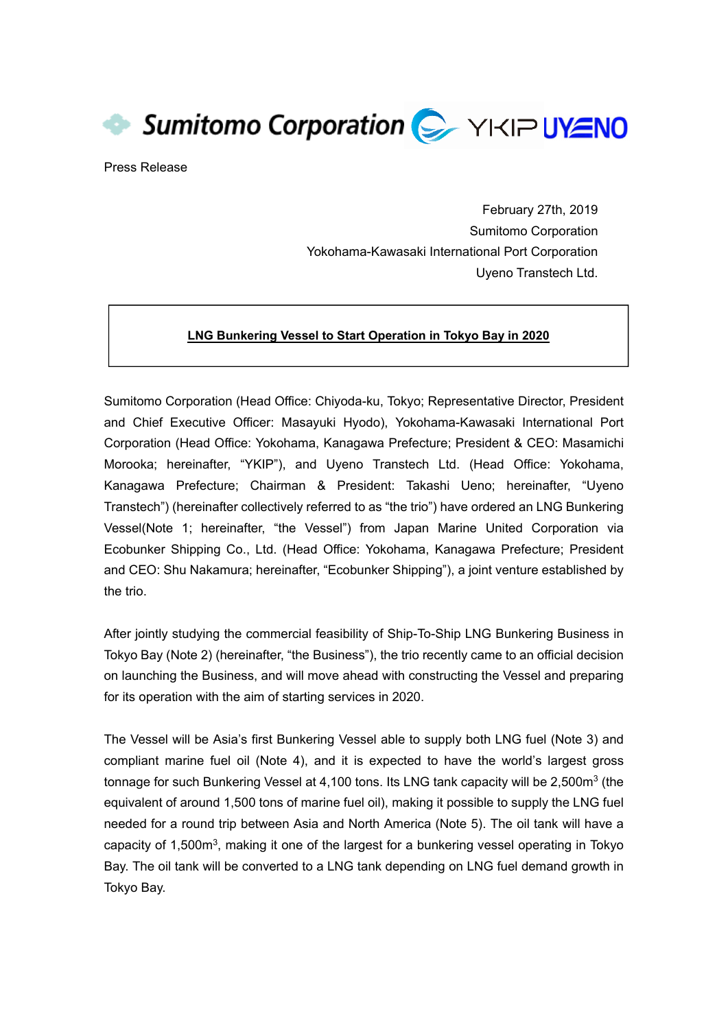Sumitomo Corporation YKIP UYENO

Press Release

February 27th, 2019
Sumitomo Corporation
Yokohama-Kawasaki International Port Corporation
Uyeno Transtech Ltd.

## LNG Bunkering Vessel to Start Operation in Tokyo Bay in 2020

Sumitomo Corporation (Head Office: Chiyoda-ku, Tokyo; Representative Director, President and Chief Executive Officer: Masayuki Hyodo), Yokohama-Kawasaki International Port Corporation (Head Office: Yokohama, Kanagawa Prefecture; President & CEO: Masamichi Morooka; hereinafter, "YKIP"), and Uyeno Transtech Ltd. (Head Office: Yokohama, Kanagawa Prefecture; Chairman & President: Takashi Ueno; hereinafter, "Uyeno Transtech") (hereinafter collectively referred to as "the trio") have ordered an LNG Bunkering Vessel(Note 1; hereinafter, "the Vessel") from Japan Marine United Corporation via Ecobunker Shipping Co., Ltd. (Head Office: Yokohama, Kanagawa Prefecture; President and CEO: Shu Nakamura; hereinafter, "Ecobunker Shipping"), a joint venture established by the trio.

After jointly studying the commercial feasibility of Ship-To-Ship LNG Bunkering Business in Tokyo Bay (Note 2) (hereinafter, "the Business"), the trio recently came to an official decision on launching the Business, and will move ahead with constructing the Vessel and preparing for its operation with the aim of starting services in 2020.

The Vessel will be Asia's first Bunkering Vessel able to supply both LNG fuel (Note 3) and compliant marine fuel oil (Note 4), and it is expected to have the world's largest gross tonnage for such Bunkering Vessel at 4,100 tons. Its LNG tank capacity will be 2,500m$^3$ (the equivalent of around 1,500 tons of marine fuel oil), making it possible to supply the LNG fuel needed for a round trip between Asia and North America (Note 5). The oil tank will have a capacity of 1,500m$^3$, making it one of the largest for a bunkering vessel operating in Tokyo Bay. The oil tank will be converted to a LNG tank depending on LNG fuel demand growth in Tokyo Bay.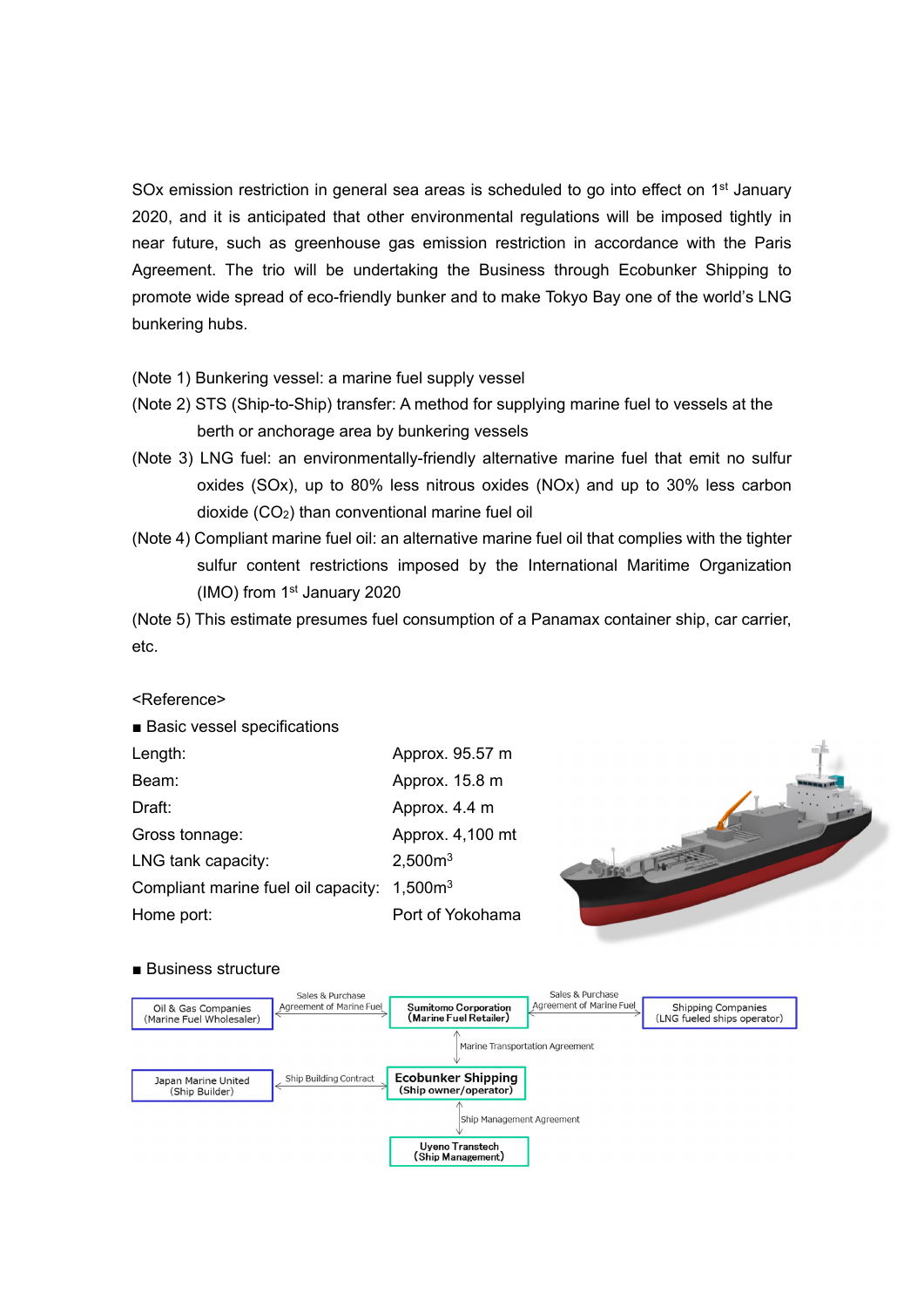SOx emission restriction in general sea areas is scheduled to go into effect on 1st January 2020, and it is anticipated that other environmental regulations will be imposed tightly in near future, such as greenhouse gas emission restriction in accordance with the Paris Agreement. The trio will be undertaking the Business through Ecobunker Shipping to promote wide spread of eco-friendly bunker and to make Tokyo Bay one of the world's LNG bunkering hubs.

(Note 1) Bunkering vessel: a marine fuel supply vessel

(Note 2) STS (Ship-to-Ship) transfer: A method for supplying marine fuel to vessels at the berth or anchorage area by bunkering vessels

(Note 3) LNG fuel: an environmentally-friendly alternative marine fuel that emit no sulfur oxides (SOx), up to 80% less nitrous oxides (NOx) and up to 30% less carbon dioxide ($CO_2$) than conventional marine fuel oil

(Note 4) Compliant marine fuel oil: an alternative marine fuel oil that complies with the tighter sulfur content restrictions imposed by the International Maritime Organization (IMO) from 1st January 2020

(Note 5) This estimate presumes fuel consumption of a Panamax container ship, car carrier, etc.

<Reference>

■ Basic vessel specifications

| | |
|---|---|
| Length: | Approx. 95.57 m |
| Beam: | Approx. 15.8 m |
| Draft: | Approx. 4.4 m |
| Gross tonnage: | Approx. 4,100 mt |
| LNG tank capacity: | 2,500$m^3$ |
| Compliant marine fuel oil capacity: | 1,500$m^3$ |
| Home port: | Port of Yokohama |

■ Business structure

- Oil & Gas Companies (Marine Fuel Wholesaler) ↔ Sumitomo Corporation (Marine Fuel Retailer): Sales & Purchase Agreement of Marine Fuel
- Sumitomo Corporation (Marine Fuel Retailer) ↔ Shipping Companies (LNG fueled ships operator): Sales & Purchase Agreement of Marine Fuel
- Sumitomo Corporation (Marine Fuel Retailer) ↔ Ecobunker Shipping (Ship owner/operator): Marine Transportation Agreement
- Japan Marine United (Ship Builder) ↔ Ecobunker Shipping (Ship owner/operator): Ship Building Contract
- Ecobunker Shipping (Ship owner/operator) ↔ Uyeno Transtech (Ship Management): Ship Management Agreement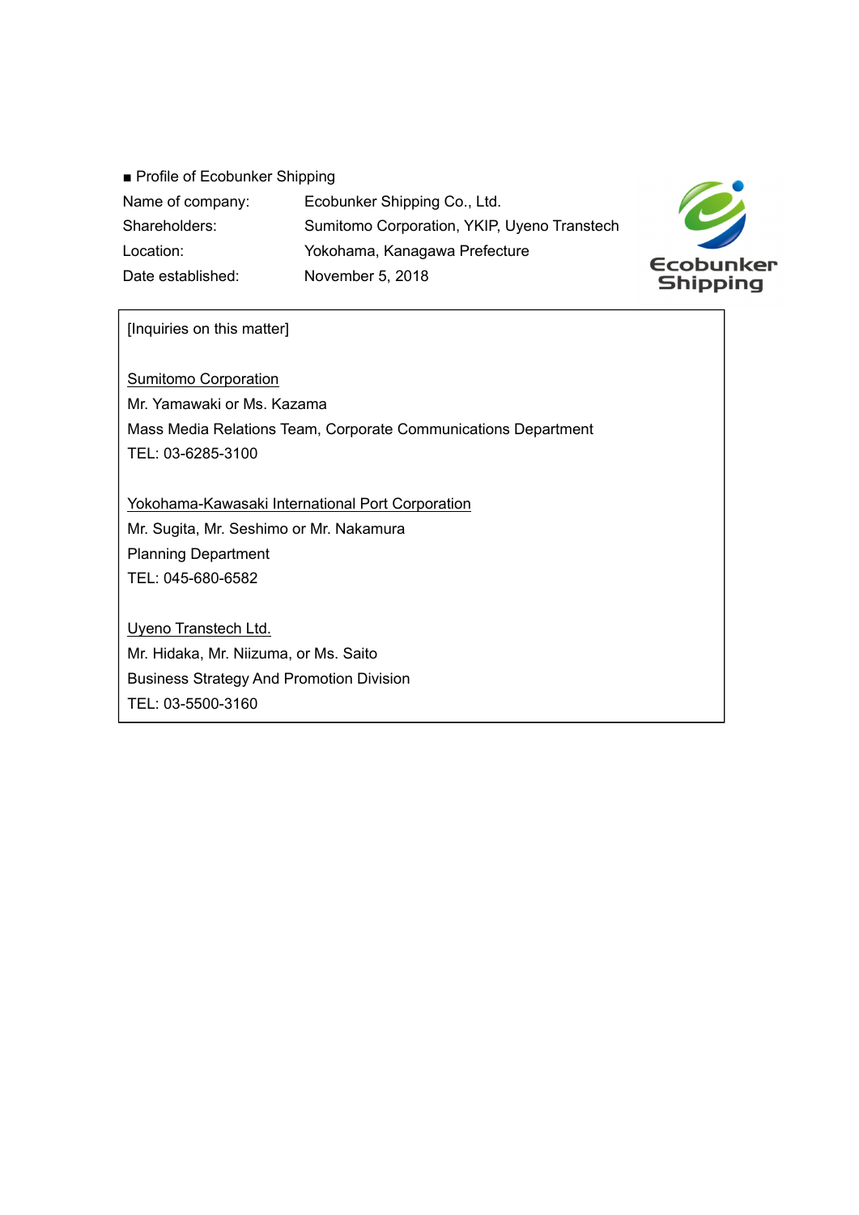■ Profile of Ecobunker Shipping

| | |
|---|---|
| Name of company: | Ecobunker Shipping Co., Ltd. |
| Shareholders: | Sumitomo Corporation, YKIP, Uyeno Transtech |
| Location: | Yokohama, Kanagawa Prefecture |
| Date established: | November 5, 2018 |

Ecobunker Shipping

[Inquiries on this matter]

Sumitomo Corporation
Mr. Yamawaki or Ms. Kazama
Mass Media Relations Team, Corporate Communications Department
TEL: 03-6285-3100

Yokohama-Kawasaki International Port Corporation
Mr. Sugita, Mr. Seshimo or Mr. Nakamura
Planning Department
TEL: 045-680-6582

Uyeno Transtech Ltd.
Mr. Hidaka, Mr. Niizuma, or Ms. Saito
Business Strategy And Promotion Division
TEL: 03-5500-3160